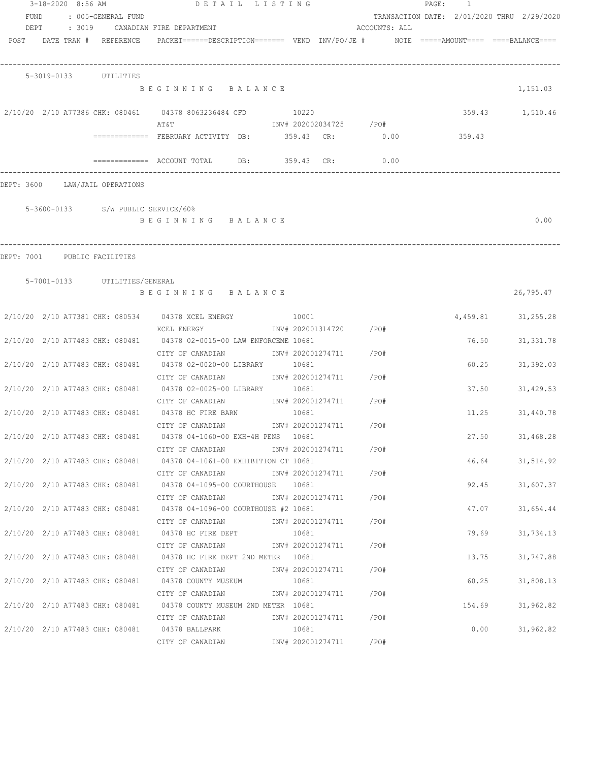3-18-2020 8:56 AM DETAIL LISTING

FUND : 005-GENERAL FUND TRANSACTION DATE: 2/01/2020 THRU 2/29/2020

DEPT : 3019 CANADIAN FIRE DEPARTMENT ACCOUNTS: ALL

| POST | DATE TRAN # | REFERENCE | PACKET======DESCRIPTION======= VEND INV/PO/JE # | NOTE | =====AMOUNT==== | ====BALANCE==== |
|---|---|---|---|---|---|---|

**5-3019-0133 UTILITIES**

BEGINNING BALANCE 1,151.03

| POST | DATE TRAN # | REFERENCE | DESCRIPTION | VEND | INV/PO/JE # | AMOUNT | BALANCE |
|---|---|---|---|---|---|---|---|
| 2/10/20 | 2/10 A77386 | CHK: 080461 | 04378 8063236484 CFD<br>AT&T | 10220 | INV# 202002034725 /PO# | 359.43 | 1,510.46 |

============= FEBRUARY ACTIVITY DB: 359.43 CR: 0.00 359.43

============= ACCOUNT TOTAL DB: 359.43 CR: 0.00

DEPT: 3600 LAW/JAIL OPERATIONS

**5-3600-0133 S/W PUBLIC SERVICE/60%**

BEGINNING BALANCE 0.00

DEPT: 7001 PUBLIC FACILITIES

**5-7001-0133 UTILITIES/GENERAL**

BEGINNING BALANCE 26,795.47

| POST | DATE TRAN # | REFERENCE | DESCRIPTION | VEND | INV/PO/JE # | AMOUNT | BALANCE |
|---|---|---|---|---|---|---|---|
| 2/10/20 | 2/10 A77381 | CHK: 080534 | 04378 XCEL ENERGY<br>XCEL ENERGY | 10001 | INV# 202001314720 /PO# | 4,459.81 | 31,255.28 |
| 2/10/20 | 2/10 A77483 | CHK: 080481 | 04378 02-0015-00 LAW ENFORCEME<br>CITY OF CANADIAN | 10681 | INV# 202001274711 /PO# | 76.50 | 31,331.78 |
| 2/10/20 | 2/10 A77483 | CHK: 080481 | 04378 02-0020-00 LIBRARY<br>CITY OF CANADIAN | 10681 | INV# 202001274711 /PO# | 60.25 | 31,392.03 |
| 2/10/20 | 2/10 A77483 | CHK: 080481 | 04378 02-0025-00 LIBRARY<br>CITY OF CANADIAN | 10681 | INV# 202001274711 /PO# | 37.50 | 31,429.53 |
| 2/10/20 | 2/10 A77483 | CHK: 080481 | 04378 HC FIRE BARN<br>CITY OF CANADIAN | 10681 | INV# 202001274711 /PO# | 11.25 | 31,440.78 |
| 2/10/20 | 2/10 A77483 | CHK: 080481 | 04378 04-1060-00 EXH-4H PENS<br>CITY OF CANADIAN | 10681 | INV# 202001274711 /PO# | 27.50 | 31,468.28 |
| 2/10/20 | 2/10 A77483 | CHK: 080481 | 04378 04-1061-00 EXHIBITION CT<br>CITY OF CANADIAN | 10681 | INV# 202001274711 /PO# | 46.64 | 31,514.92 |
| 2/10/20 | 2/10 A77483 | CHK: 080481 | 04378 04-1095-00 COURTHOUSE<br>CITY OF CANADIAN | 10681 | INV# 202001274711 /PO# | 92.45 | 31,607.37 |
| 2/10/20 | 2/10 A77483 | CHK: 080481 | 04378 04-1096-00 COURTHOUSE #2<br>CITY OF CANADIAN | 10681 | INV# 202001274711 /PO# | 47.07 | 31,654.44 |
| 2/10/20 | 2/10 A77483 | CHK: 080481 | 04378 HC FIRE DEPT<br>CITY OF CANADIAN | 10681 | INV# 202001274711 /PO# | 79.69 | 31,734.13 |
| 2/10/20 | 2/10 A77483 | CHK: 080481 | 04378 HC FIRE DEPT 2ND METER<br>CITY OF CANADIAN | 10681 | INV# 202001274711 /PO# | 13.75 | 31,747.88 |
| 2/10/20 | 2/10 A77483 | CHK: 080481 | 04378 COUNTY MUSEUM<br>CITY OF CANADIAN | 10681 | INV# 202001274711 /PO# | 60.25 | 31,808.13 |
| 2/10/20 | 2/10 A77483 | CHK: 080481 | 04378 COUNTY MUSEUM 2ND METER<br>CITY OF CANADIAN | 10681 | INV# 202001274711 /PO# | 154.69 | 31,962.82 |
| 2/10/20 | 2/10 A77483 | CHK: 080481 | 04378 BALLPARK<br>CITY OF CANADIAN | 10681 | INV# 202001274711 /PO# | 0.00 | 31,962.82 |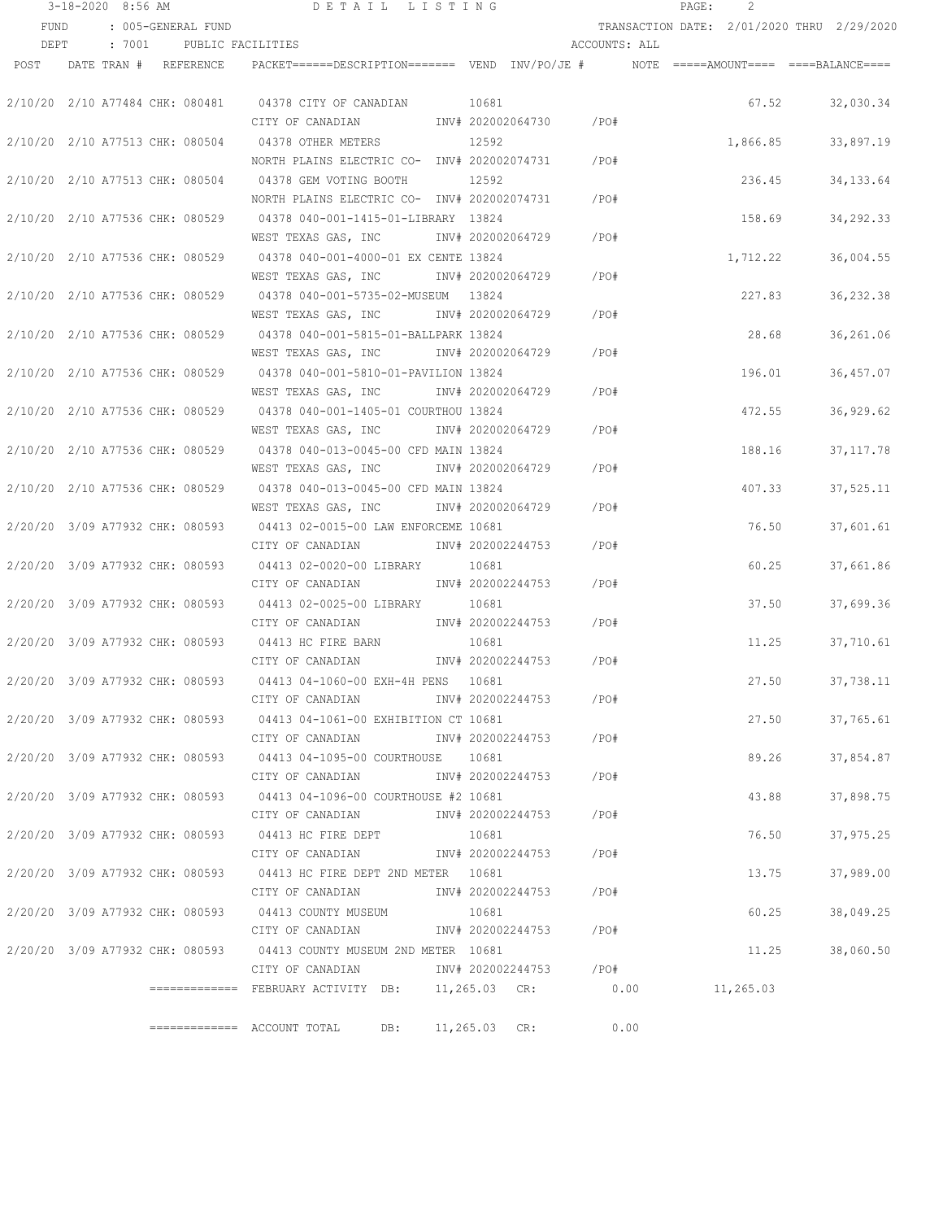3-18-2020 8:56 AM DETAIL LISTING

FUND : 005-GENERAL FUND TRANSACTION DATE: 2/01/2020 THRU 2/29/2020

DEPT : 7001 PUBLIC FACILITIES ACCOUNTS: ALL

| POST | DATE | TRAN # | REFERENCE | PACKET======DESCRIPTION======= | VEND | INV/PO/JE # | NOTE | =====AMOUNT==== | ====BALANCE==== |
|---|---|---|---|---|---|---|---|---|---|
| 2/10/20 | 2/10 | A77484 | CHK: 080481 | 04378 CITY OF CANADIAN<br>CITY OF CANADIAN | 10681 | INV# 202002064730 /PO# | | 67.52 | 32,030.34 |
| 2/10/20 | 2/10 | A77513 | CHK: 080504 | 04378 OTHER METERS<br>NORTH PLAINS ELECTRIC CO- | 12592 | INV# 202002074731 /PO# | | 1,866.85 | 33,897.19 |
| 2/10/20 | 2/10 | A77513 | CHK: 080504 | 04378 GEM VOTING BOOTH<br>NORTH PLAINS ELECTRIC CO- | 12592 | INV# 202002074731 /PO# | | 236.45 | 34,133.64 |
| 2/10/20 | 2/10 | A77536 | CHK: 080529 | 04378 040-001-1415-01-LIBRARY<br>WEST TEXAS GAS, INC | 13824 | INV# 202002064729 /PO# | | 158.69 | 34,292.33 |
| 2/10/20 | 2/10 | A77536 | CHK: 080529 | 04378 040-001-4000-01 EX CENTE<br>WEST TEXAS GAS, INC | 13824 | INV# 202002064729 /PO# | | 1,712.22 | 36,004.55 |
| 2/10/20 | 2/10 | A77536 | CHK: 080529 | 04378 040-001-5735-02-MUSEUM<br>WEST TEXAS GAS, INC | 13824 | INV# 202002064729 /PO# | | 227.83 | 36,232.38 |
| 2/10/20 | 2/10 | A77536 | CHK: 080529 | 04378 040-001-5815-01-BALLPARK<br>WEST TEXAS GAS, INC | 13824 | INV# 202002064729 /PO# | | 28.68 | 36,261.06 |
| 2/10/20 | 2/10 | A77536 | CHK: 080529 | 04378 040-001-5810-01-PAVILION<br>WEST TEXAS GAS, INC | 13824 | INV# 202002064729 /PO# | | 196.01 | 36,457.07 |
| 2/10/20 | 2/10 | A77536 | CHK: 080529 | 04378 040-001-1405-01 COURTHOU<br>WEST TEXAS GAS, INC | 13824 | INV# 202002064729 /PO# | | 472.55 | 36,929.62 |
| 2/10/20 | 2/10 | A77536 | CHK: 080529 | 04378 040-013-0045-00 CFD MAIN<br>WEST TEXAS GAS, INC | 13824 | INV# 202002064729 /PO# | | 188.16 | 37,117.78 |
| 2/10/20 | 2/10 | A77536 | CHK: 080529 | 04378 040-013-0045-00 CFD MAIN<br>WEST TEXAS GAS, INC | 13824 | INV# 202002064729 /PO# | | 407.33 | 37,525.11 |
| 2/20/20 | 3/09 | A77932 | CHK: 080593 | 04413 02-0015-00 LAW ENFORCEME<br>CITY OF CANADIAN | 10681 | INV# 202002244753 /PO# | | 76.50 | 37,601.61 |
| 2/20/20 | 3/09 | A77932 | CHK: 080593 | 04413 02-0020-00 LIBRARY<br>CITY OF CANADIAN | 10681 | INV# 202002244753 /PO# | | 60.25 | 37,661.86 |
| 2/20/20 | 3/09 | A77932 | CHK: 080593 | 04413 02-0025-00 LIBRARY<br>CITY OF CANADIAN | 10681 | INV# 202002244753 /PO# | | 37.50 | 37,699.36 |
| 2/20/20 | 3/09 | A77932 | CHK: 080593 | 04413 HC FIRE BARN<br>CITY OF CANADIAN | 10681 | INV# 202002244753 /PO# | | 11.25 | 37,710.61 |
| 2/20/20 | 3/09 | A77932 | CHK: 080593 | 04413 04-1060-00 EXH-4H PENS<br>CITY OF CANADIAN | 10681 | INV# 202002244753 /PO# | | 27.50 | 37,738.11 |
| 2/20/20 | 3/09 | A77932 | CHK: 080593 | 04413 04-1061-00 EXHIBITION CT<br>CITY OF CANADIAN | 10681 | INV# 202002244753 /PO# | | 27.50 | 37,765.61 |
| 2/20/20 | 3/09 | A77932 | CHK: 080593 | 04413 04-1095-00 COURTHOUSE<br>CITY OF CANADIAN | 10681 | INV# 202002244753 /PO# | | 89.26 | 37,854.87 |
| 2/20/20 | 3/09 | A77932 | CHK: 080593 | 04413 04-1096-00 COURTHOUSE #2<br>CITY OF CANADIAN | 10681 | INV# 202002244753 /PO# | | 43.88 | 37,898.75 |
| 2/20/20 | 3/09 | A77932 | CHK: 080593 | 04413 HC FIRE DEPT<br>CITY OF CANADIAN | 10681 | INV# 202002244753 /PO# | | 76.50 | 37,975.25 |
| 2/20/20 | 3/09 | A77932 | CHK: 080593 | 04413 HC FIRE DEPT 2ND METER<br>CITY OF CANADIAN | 10681 | INV# 202002244753 /PO# | | 13.75 | 37,989.00 |
| 2/20/20 | 3/09 | A77932 | CHK: 080593 | 04413 COUNTY MUSEUM<br>CITY OF CANADIAN | 10681 | INV# 202002244753 /PO# | | 60.25 | 38,049.25 |
| 2/20/20 | 3/09 | A77932 | CHK: 080593 | 04413 COUNTY MUSEUM 2ND METER<br>CITY OF CANADIAN | 10681 | INV# 202002244753 /PO# | | 11.25 | 38,060.50 |

============= FEBRUARY ACTIVITY DB: 11,265.03 CR: 0.00 11,265.03

============= ACCOUNT TOTAL DB: 11,265.03 CR: 0.00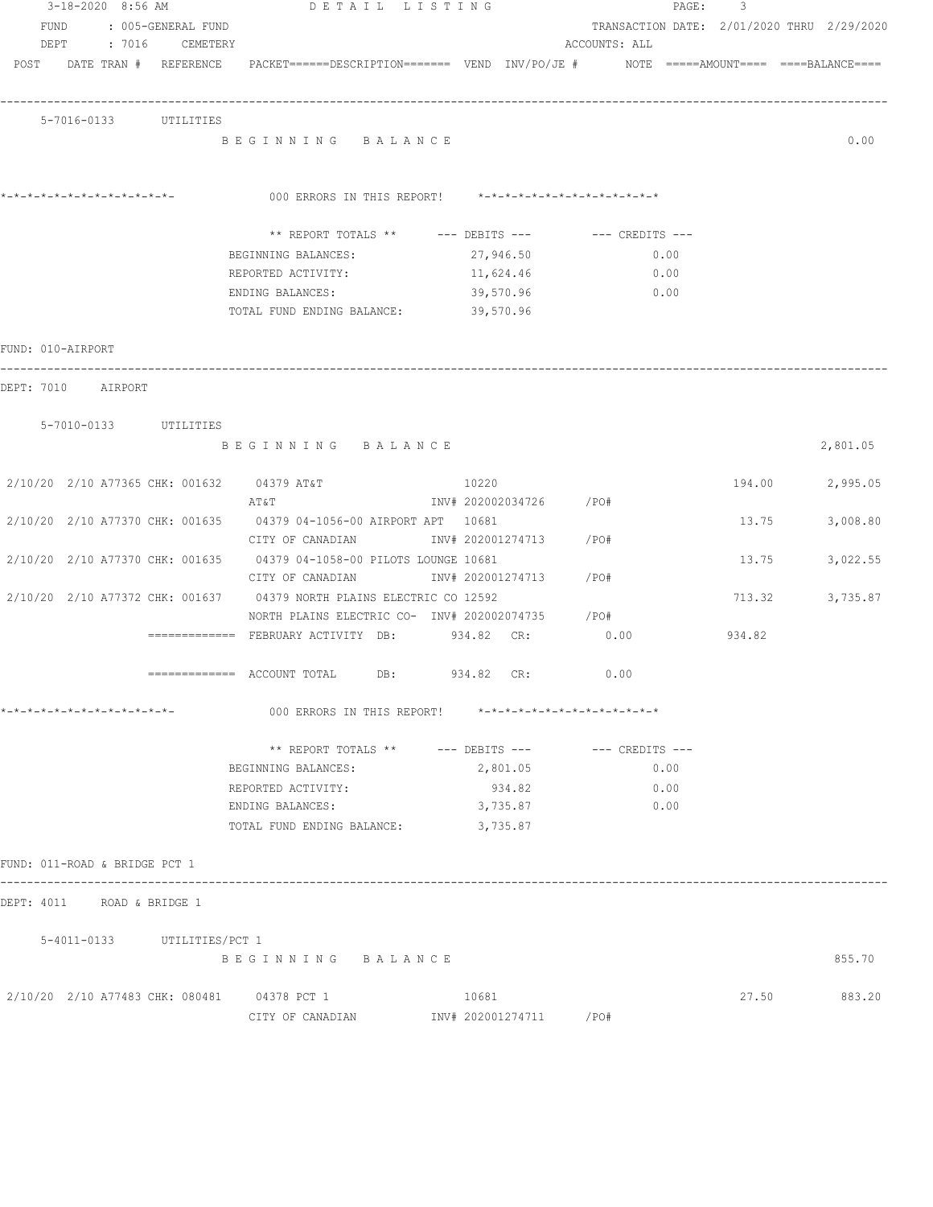3-18-2020 8:56 AM DETAIL LISTING PAGE: 3

FUND : 005-GENERAL FUND TRANSACTION DATE: 2/01/2020 THRU 2/29/2020

DEPT : 7016 CEMETERY ACCOUNTS: ALL

POST DATE TRAN # REFERENCE PACKET======DESCRIPTION======= VEND INV/PO/JE # NOTE =====AMOUNT==== ====BALANCE====

---

5-7016-0133 UTILITIES

B E G I N N I N G B A L A N C E 0.00

*-*-*-*-*-*-*-*-*-*-*-*-*- 000 ERRORS IN THIS REPORT! *-*-*-*-*-*-*-*-*-*-*-*-*-*

| ** REPORT TOTALS ** | --- DEBITS --- | --- CREDITS --- |
|---|---|---|
| BEGINNING BALANCES: | 27,946.50 | 0.00 |
| REPORTED ACTIVITY: | 11,624.46 | 0.00 |
| ENDING BALANCES: | 39,570.96 | 0.00 |
| TOTAL FUND ENDING BALANCE: | 39,570.96 | |

FUND: 010-AIRPORT

---

DEPT: 7010 AIRPORT

5-7010-0133 UTILITIES

B E G I N N I N G B A L A N C E 2,801.05

| POST | DATE TRAN # | REFERENCE | PACKET / DESCRIPTION | VEND | INV/PO/JE # | NOTE | AMOUNT | BALANCE |
|---|---|---|---|---|---|---|---|---|
| 2/10/20 | 2/10 A77365 | CHK: 001632 | 04379 AT&T | 10220 | | | 194.00 | 2,995.05 |
| | | | AT&T | | INV# 202002034726 /PO# | | | |
| 2/10/20 | 2/10 A77370 | CHK: 001635 | 04379 04-1056-00 AIRPORT APT | 10681 | | | 13.75 | 3,008.80 |
| | | | CITY OF CANADIAN | | INV# 202001274713 /PO# | | | |
| 2/10/20 | 2/10 A77370 | CHK: 001635 | 04379 04-1058-00 PILOTS LOUNGE | 10681 | | | 13.75 | 3,022.55 |
| | | | CITY OF CANADIAN | | INV# 202001274713 /PO# | | | |
| 2/10/20 | 2/10 A77372 | CHK: 001637 | 04379 NORTH PLAINS ELECTRIC CO | 12592 | | | 713.32 | 3,735.87 |
| | | | NORTH PLAINS ELECTRIC CO- | | INV# 202002074735 /PO# | | | |

============= FEBRUARY ACTIVITY DB: 934.82 CR: 0.00 934.82

============= ACCOUNT TOTAL DB: 934.82 CR: 0.00

*-*-*-*-*-*-*-*-*-*-*-*-*- 000 ERRORS IN THIS REPORT! *-*-*-*-*-*-*-*-*-*-*-*-*-*

| ** REPORT TOTALS ** | --- DEBITS --- | --- CREDITS --- |
|---|---|---|
| BEGINNING BALANCES: | 2,801.05 | 0.00 |
| REPORTED ACTIVITY: | 934.82 | 0.00 |
| ENDING BALANCES: | 3,735.87 | 0.00 |
| TOTAL FUND ENDING BALANCE: | 3,735.87 | |

FUND: 011-ROAD & BRIDGE PCT 1

---

DEPT: 4011 ROAD & BRIDGE 1

5-4011-0133 UTILITIES/PCT 1

B E G I N N I N G B A L A N C E 855.70

| POST | DATE TRAN # | REFERENCE | PACKET / DESCRIPTION | VEND | INV/PO/JE # | NOTE | AMOUNT | BALANCE |
|---|---|---|---|---|---|---|---|---|
| 2/10/20 | 2/10 A77483 | CHK: 080481 | 04378 PCT 1 | 10681 | | | 27.50 | 883.20 |
| | | | CITY OF CANADIAN | | INV# 202001274711 /PO# | | | |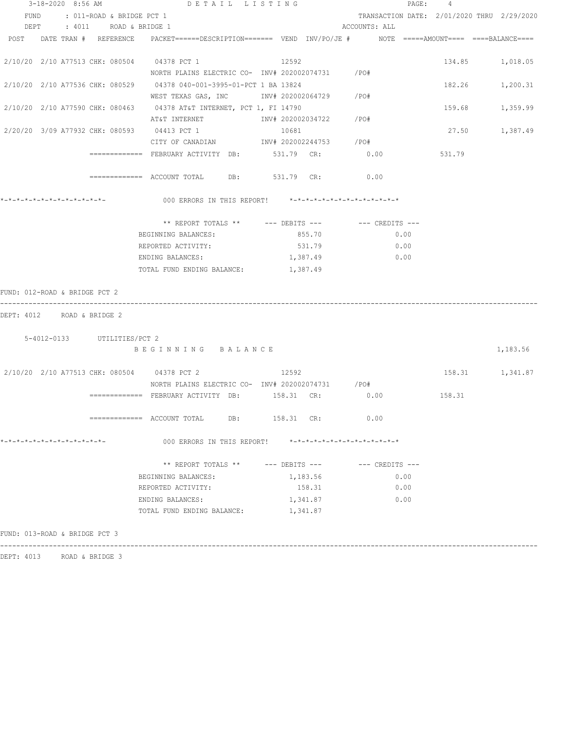3-18-2020 8:56 AM DETAIL LISTING

FUND : 011-ROAD & BRIDGE PCT 1 TRANSACTION DATE: 2/01/2020 THRU 2/29/2020

DEPT : 4011 ROAD & BRIDGE 1 ACCOUNTS: ALL

| POST | DATE | TRAN # | REFERENCE | PACKET======DESCRIPTION======= | VEND | INV/PO/JE # | NOTE | =====AMOUNT==== | ====BALANCE==== |
|---|---|---|---|---|---|---|---|---|---|
| 2/10/20 | 2/10 | A77513 | CHK: 080504 | 04378 PCT 1 | 12592 | | | 134.85 | 1,018.05 |
| | | | | NORTH PLAINS ELECTRIC CO- | | INV# 202002074731 | /PO# | | |
| 2/10/20 | 2/10 | A77536 | CHK: 080529 | 04378 040-001-3995-01-PCT 1 BA | 13824 | | | 182.26 | 1,200.31 |
| | | | | WEST TEXAS GAS, INC | | INV# 202002064729 | /PO# | | |
| 2/10/20 | 2/10 | A77590 | CHK: 080463 | 04378 AT&T INTERNET, PCT 1, FI | 14790 | | | 159.68 | 1,359.99 |
| | | | | AT&T INTERNET | | INV# 202002034722 | /PO# | | |
| 2/20/20 | 3/09 | A77932 | CHK: 080593 | 04413 PCT 1 | 10681 | | | 27.50 | 1,387.49 |
| | | | | CITY OF CANADIAN | | INV# 202002244753 | /PO# | | |

============= FEBRUARY ACTIVITY DB: 531.79 CR: 0.00 531.79

============= ACCOUNT TOTAL DB: 531.79 CR: 0.00

*-*-*-*-*-*-*-*-*-*-*-*-*- 000 ERRORS IN THIS REPORT! *-*-*-*-*-*-*-*-*-*-*-*-*-*

| ** REPORT TOTALS ** | --- DEBITS --- | --- CREDITS --- |
|---|---|---|
| BEGINNING BALANCES: | 855.70 | 0.00 |
| REPORTED ACTIVITY: | 531.79 | 0.00 |
| ENDING BALANCES: | 1,387.49 | 0.00 |
| TOTAL FUND ENDING BALANCE: | 1,387.49 | |

FUND: 012-ROAD & BRIDGE PCT 2

DEPT: 4012 ROAD & BRIDGE 2

5-4012-0133 UTILITIES/PCT 2

B E G I N N I N G B A L A N C E 1,183.56

| POST | DATE | TRAN # | REFERENCE | PACKET======DESCRIPTION======= | VEND | INV/PO/JE # | NOTE | =====AMOUNT==== | ====BALANCE==== |
|---|---|---|---|---|---|---|---|---|---|
| 2/10/20 | 2/10 | A77513 | CHK: 080504 | 04378 PCT 2 | 12592 | | | 158.31 | 1,341.87 |
| | | | | NORTH PLAINS ELECTRIC CO- | | INV# 202002074731 | /PO# | | |

============= FEBRUARY ACTIVITY DB: 158.31 CR: 0.00 158.31

============= ACCOUNT TOTAL DB: 158.31 CR: 0.00

*-*-*-*-*-*-*-*-*-*-*-*-*- 000 ERRORS IN THIS REPORT! *-*-*-*-*-*-*-*-*-*-*-*-*-*

| ** REPORT TOTALS ** | --- DEBITS --- | --- CREDITS --- |
|---|---|---|
| BEGINNING BALANCES: | 1,183.56 | 0.00 |
| REPORTED ACTIVITY: | 158.31 | 0.00 |
| ENDING BALANCES: | 1,341.87 | 0.00 |
| TOTAL FUND ENDING BALANCE: | 1,341.87 | |

FUND: 013-ROAD & BRIDGE PCT 3

DEPT: 4013 ROAD & BRIDGE 3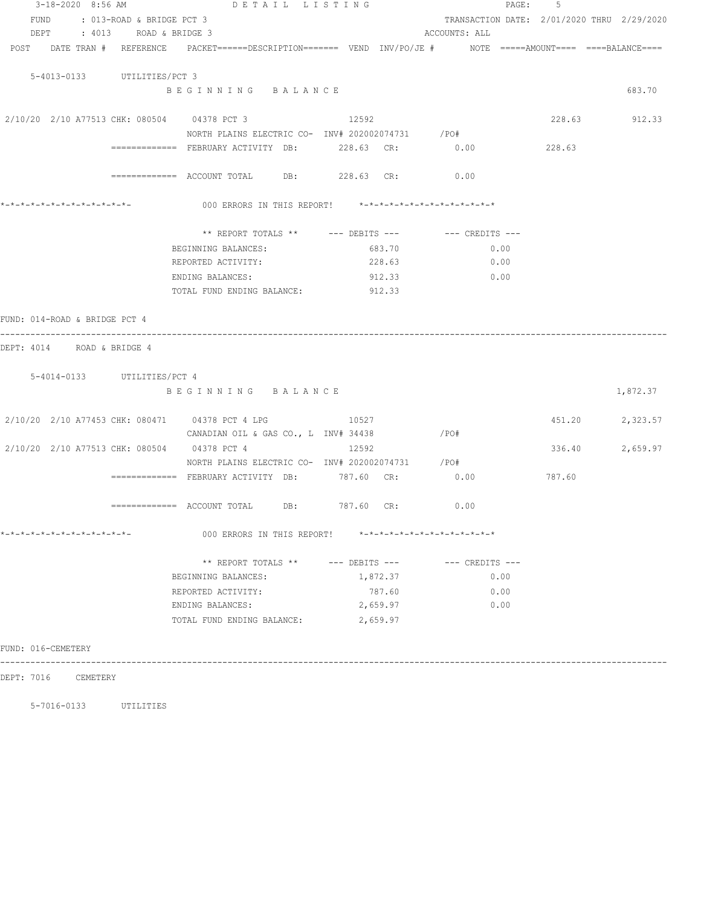3-18-2020 8:56 AM DETAIL LISTING

FUND : 013-ROAD & BRIDGE PCT 3 TRANSACTION DATE: 2/01/2020 THRU 2/29/2020
DEPT : 4013 ROAD & BRIDGE 3 ACCOUNTS: ALL

| POST | DATE | TRAN # | REFERENCE | PACKET======DESCRIPTION======= | VEND | INV/PO/JE # | NOTE | =====AMOUNT==== | ====BALANCE==== |
|---|---|---|---|---|---|---|---|---|---|

5-4013-0133 UTILITIES/PCT 3

B E G I N N I N G B A L A N C E 683.70

| POST | DATE | TRAN # | REFERENCE | DESCRIPTION | VEND | INV/PO/JE # | NOTE | AMOUNT | BALANCE |
|---|---|---|---|---|---|---|---|---|---|
| 2/10/20 | 2/10 | A77513 | CHK: 080504 | 04378 PCT 3 / NORTH PLAINS ELECTRIC CO- | 12592 | INV# 202002074731 /PO# | | 228.63 | 912.33 |

============= FEBRUARY ACTIVITY DB: 228.63 CR: 0.00 228.63

============= ACCOUNT TOTAL DB: 228.63 CR: 0.00

*-*-*-*-*-*-*-*-*-*-*-*-*- 000 ERRORS IN THIS REPORT! *-*-*-*-*-*-*-*-*-*-*-*-*-*

| ** REPORT TOTALS ** | --- DEBITS --- | --- CREDITS --- |
|---|---|---|
| BEGINNING BALANCES: | 683.70 | 0.00 |
| REPORTED ACTIVITY: | 228.63 | 0.00 |
| ENDING BALANCES: | 912.33 | 0.00 |
| TOTAL FUND ENDING BALANCE: | 912.33 | |

FUND: 014-ROAD & BRIDGE PCT 4

DEPT: 4014 ROAD & BRIDGE 4

5-4014-0133 UTILITIES/PCT 4

B E G I N N I N G B A L A N C E 1,872.37

| POST | DATE | TRAN # | REFERENCE | DESCRIPTION | VEND | INV/PO/JE # | NOTE | AMOUNT | BALANCE |
|---|---|---|---|---|---|---|---|---|---|
| 2/10/20 | 2/10 | A77453 | CHK: 080471 | 04378 PCT 4 LPG / CANADIAN OIL & GAS CO., L | 10527 | INV# 34438 /PO# | | 451.20 | 2,323.57 |
| 2/10/20 | 2/10 | A77513 | CHK: 080504 | 04378 PCT 4 / NORTH PLAINS ELECTRIC CO- | 12592 | INV# 202002074731 /PO# | | 336.40 | 2,659.97 |

============= FEBRUARY ACTIVITY DB: 787.60 CR: 0.00 787.60

============= ACCOUNT TOTAL DB: 787.60 CR: 0.00

*-*-*-*-*-*-*-*-*-*-*-*-*- 000 ERRORS IN THIS REPORT! *-*-*-*-*-*-*-*-*-*-*-*-*-*

| ** REPORT TOTALS ** | --- DEBITS --- | --- CREDITS --- |
|---|---|---|
| BEGINNING BALANCES: | 1,872.37 | 0.00 |
| REPORTED ACTIVITY: | 787.60 | 0.00 |
| ENDING BALANCES: | 2,659.97 | 0.00 |
| TOTAL FUND ENDING BALANCE: | 2,659.97 | |

FUND: 016-CEMETERY

DEPT: 7016 CEMETERY

5-7016-0133 UTILITIES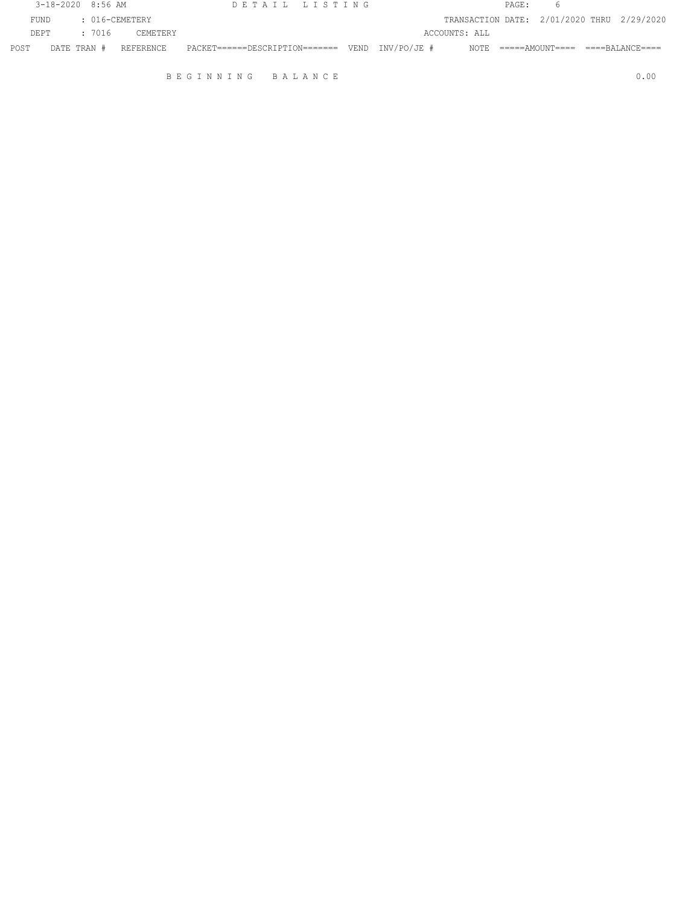3-18-2020 8:56 AM DETAIL LISTING PAGE: 6

FUND : 016-CEMETERY TRANSACTION DATE: 2/01/2020 THRU 2/29/2020

DEPT : 7016 CEMETERY ACCOUNTS: ALL

| POST | DATE TRAN # | REFERENCE | PACKET======DESCRIPTION======= | VEND | INV/PO/JE # | NOTE | =====AMOUNT==== | ====BALANCE==== |
|---|---|---|---|---|---|---|---|---|
| | | | BEGINNING BALANCE | | | | | 0.00 |